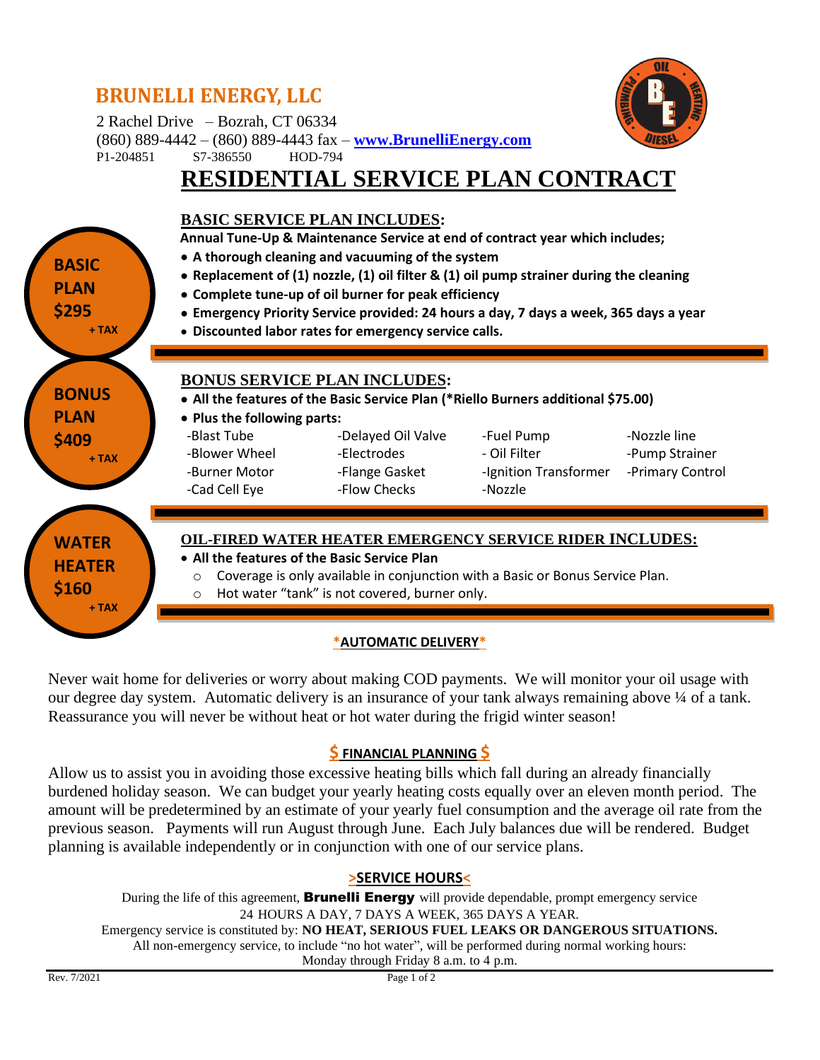# BRUNELLI ENERGY, LLC

2 Rachel Drive – Bozrah, CT 06334
(860) 889-4442 – (860) 889-4443 fax – **www.BrunelliEnergy.com**
P1-204851 S7-386550 HOD-794

# RESIDENTIAL SERVICE PLAN CONTRACT

**BASIC PLAN $295 + TAX**

## BASIC SERVICE PLAN INCLUDES:

**Annual Tune-Up & Maintenance Service at end of contract year which includes;**

- **A thorough cleaning and vacuuming of the system**
- **Replacement of (1) nozzle, (1) oil filter & (1) oil pump strainer during the cleaning**
- **Complete tune-up of oil burner for peak efficiency**
- **Emergency Priority Service provided: 24 hours a day, 7 days a week, 365 days a year**
- **Discounted labor rates for emergency service calls.**

**BONUS PLAN $409 + TAX**

## BONUS SERVICE PLAN INCLUDES:

- **All the features of the Basic Service Plan (*Riello Burners additional $75.00)**
- **Plus the following parts:**

| | | | |
|---|---|---|---|
| -Blast Tube | -Delayed Oil Valve | -Fuel Pump | -Nozzle line |
| -Blower Wheel | -Electrodes | - Oil Filter | -Pump Strainer |
| -Burner Motor | -Flange Gasket | -Ignition Transformer | -Primary Control |
| -Cad Cell Eye | -Flow Checks | -Nozzle | |

**WATER HEATER $160 + TAX**

## OIL-FIRED WATER HEATER EMERGENCY SERVICE RIDER INCLUDES:

- **All the features of the Basic Service Plan**
  - Coverage is only available in conjunction with a Basic or Bonus Service Plan.
  - Hot water "tank" is not covered, burner only.

### *AUTOMATIC DELIVERY*

Never wait home for deliveries or worry about making COD payments. We will monitor your oil usage with our degree day system. Automatic delivery is an insurance of your tank always remaining above ¼ of a tank. Reassurance you will never be without heat or hot water during the frigid winter season!

### $ FINANCIAL PLANNING $

Allow us to assist you in avoiding those excessive heating bills which fall during an already financially burdened holiday season. We can budget your yearly heating costs equally over an eleven month period. The amount will be predetermined by an estimate of your yearly fuel consumption and the average oil rate from the previous season. Payments will run August through June. Each July balances due will be rendered. Budget planning is available independently or in conjunction with one of our service plans.

### >SERVICE HOURS<

During the life of this agreement, **Brunelli Energy** will provide dependable, prompt emergency service 24 HOURS A DAY, 7 DAYS A WEEK, 365 DAYS A YEAR.
Emergency service is constituted by: **NO HEAT, SERIOUS FUEL LEAKS OR DANGEROUS SITUATIONS.**
All non-emergency service, to include "no hot water", will be performed during normal working hours:
Monday through Friday 8 a.m. to 4 p.m.

Rev. 7/2021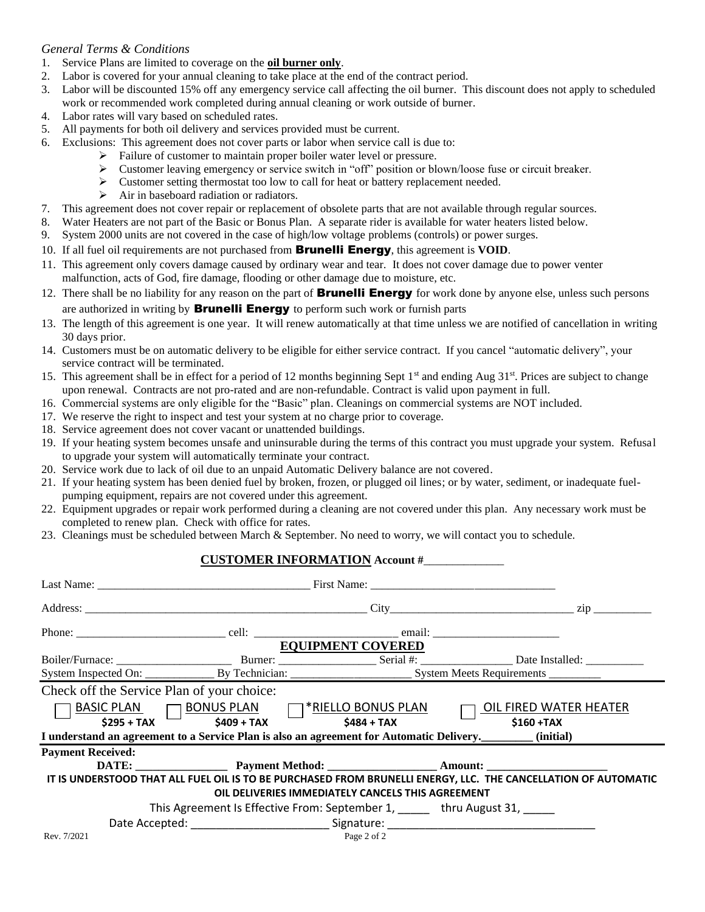*General Terms & Conditions*

1. Service Plans are limited to coverage on the **oil burner only**.
2. Labor is covered for your annual cleaning to take place at the end of the contract period.
3. Labor will be discounted 15% off any emergency service call affecting the oil burner. This discount does not apply to scheduled work or recommended work completed during annual cleaning or work outside of burner.
4. Labor rates will vary based on scheduled rates.
5. All payments for both oil delivery and services provided must be current.
6. Exclusions: This agreement does not cover parts or labor when service call is due to:
   - Failure of customer to maintain proper boiler water level or pressure.
   - Customer leaving emergency or service switch in "off" position or blown/loose fuse or circuit breaker.
   - Customer setting thermostat too low to call for heat or battery replacement needed.
   - Air in baseboard radiation or radiators.
7. This agreement does not cover repair or replacement of obsolete parts that are not available through regular sources.
8. Water Heaters are not part of the Basic or Bonus Plan. A separate rider is available for water heaters listed below.
9. System 2000 units are not covered in the case of high/low voltage problems (controls) or power surges.
10. If all fuel oil requirements are not purchased from **Brunelli Energy**, this agreement is **VOID**.
11. This agreement only covers damage caused by ordinary wear and tear. It does not cover damage due to power venter malfunction, acts of God, fire damage, flooding or other damage due to moisture, etc.
12. There shall be no liability for any reason on the part of **Brunelli Energy** for work done by anyone else, unless such persons are authorized in writing by **Brunelli Energy** to perform such work or furnish parts
13. The length of this agreement is one year. It will renew automatically at that time unless we are notified of cancellation in writing 30 days prior.
14. Customers must be on automatic delivery to be eligible for either service contract. If you cancel "automatic delivery", your service contract will be terminated.
15. This agreement shall be in effect for a period of 12 months beginning Sept 1st and ending Aug 31st. Prices are subject to change upon renewal. Contracts are not pro-rated and are non-refundable. Contract is valid upon payment in full.
16. Commercial systems are only eligible for the "Basic" plan. Cleanings on commercial systems are NOT included.
17. We reserve the right to inspect and test your system at no charge prior to coverage.
18. Service agreement does not cover vacant or unattended buildings.
19. If your heating system becomes unsafe and uninsurable during the terms of this contract you must upgrade your system. Refusal to upgrade your system will automatically terminate your contract.
20. Service work due to lack of oil due to an unpaid Automatic Delivery balance are not covered.
21. If your heating system has been denied fuel by broken, frozen, or plugged oil lines; or by water, sediment, or inadequate fuel-pumping equipment, repairs are not covered under this agreement.
22. Equipment upgrades or repair work performed during a cleaning are not covered under this plan. Any necessary work must be completed to renew plan. Check with office for rates.
23. Cleanings must be scheduled between March & September. No need to worry, we will contact you to schedule.

## CUSTOMER INFORMATION Account #______________

Last Name: ____________________________________ First Name: ________________________________

Address: __________________________________________________ City_______________________________ zip __________

Phone: _________________________ cell: _________________________ email: ______________________

**EQUIPMENT COVERED**

Boiler/Furnace: ____________________ Burner: _________________ Serial #: ________________ Date Installed: __________

System Inspected On: ____________ By Technician: _____________________ System Meets Requirements _________

Check off the Service Plan of your choice:

☐ BASIC PLAN **$295 + TAX** ☐ BONUS PLAN **$409 + TAX** ☐ *RIELLO BONUS PLAN **$484 + TAX** ☐ OIL FIRED WATER HEATER **$160 +TAX**

**I understand an agreement to a Service Plan is also an agreement for Automatic Delivery.\_\_\_\_\_\_\_\_\_ (initial)**

**Payment Received:**

**DATE:** ________________ **Payment Method:** ___________________ **Amount:** _____________________

**IT IS UNDERSTOOD THAT ALL FUEL OIL IS TO BE PURCHASED FROM BRUNELLI ENERGY, LLC. THE CANCELLATION OF AUTOMATIC OIL DELIVERIES IMMEDIATELY CANCELS THIS AGREEMENT**

This Agreement Is Effective From: September 1, _____ thru August 31, _____

Date Accepted: ______________________ Signature: ___________________________________

Rev. 7/2021